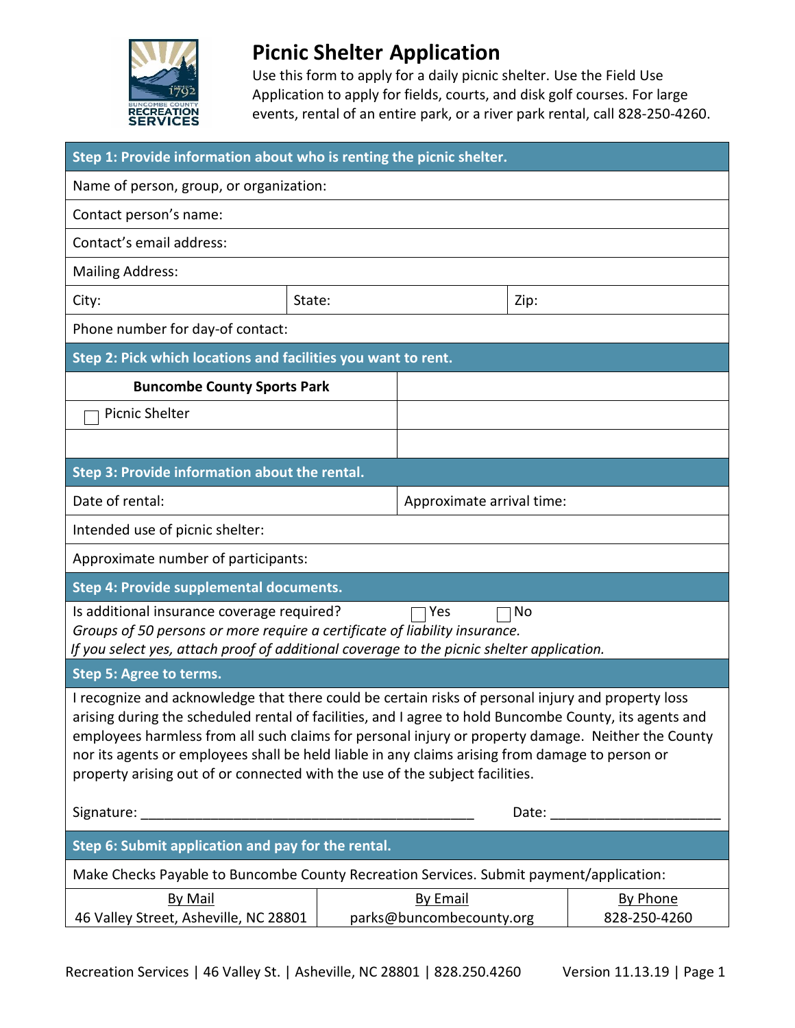# Picnic Shelter Application

Use this form to apply for a daily picnic shelter. Use the Field Use Application to apply for fields, courts, and disk golf courses. For large events, rental of an entire park, or a river park rental, call 828-250-4260.

## Step 1: Provide information about who is renting the picnic shelter.

Name of person, group, or organization:

Contact person's name:

Contact's email address:

Mailing Address:

| City: | State: | Zip: |
|---|---|---|

Phone number for day-of contact:

## Step 2: Pick which locations and facilities you want to rent.

| **Buncombe County Sports Park** | |
|---|---|
| ☐ Picnic Shelter | |
| | |

## Step 3: Provide information about the rental.

| Date of rental: | Approximate arrival time: |
|---|---|

Intended use of picnic shelter:

Approximate number of participants:

## Step 4: Provide supplemental documents.

Is additional insurance coverage required? ☐ Yes ☐ No

*Groups of 50 persons or more require a certificate of liability insurance.*

*If you select yes, attach proof of additional coverage to the picnic shelter application.*

## Step 5: Agree to terms.

I recognize and acknowledge that there could be certain risks of personal injury and property loss arising during the scheduled rental of facilities, and I agree to hold Buncombe County, its agents and employees harmless from all such claims for personal injury or property damage. Neither the County nor its agents or employees shall be held liable in any claims arising from damage to person or property arising out of or connected with the use of the subject facilities.

Signature: ____________________________________________ Date: ______________________

## Step 6: Submit application and pay for the rental.

Make Checks Payable to Buncombe County Recreation Services. Submit payment/application:

| By Mail | By Email | By Phone |
|---|---|---|
| 46 Valley Street, Asheville, NC 28801 | parks@buncombecounty.org | 828-250-4260 |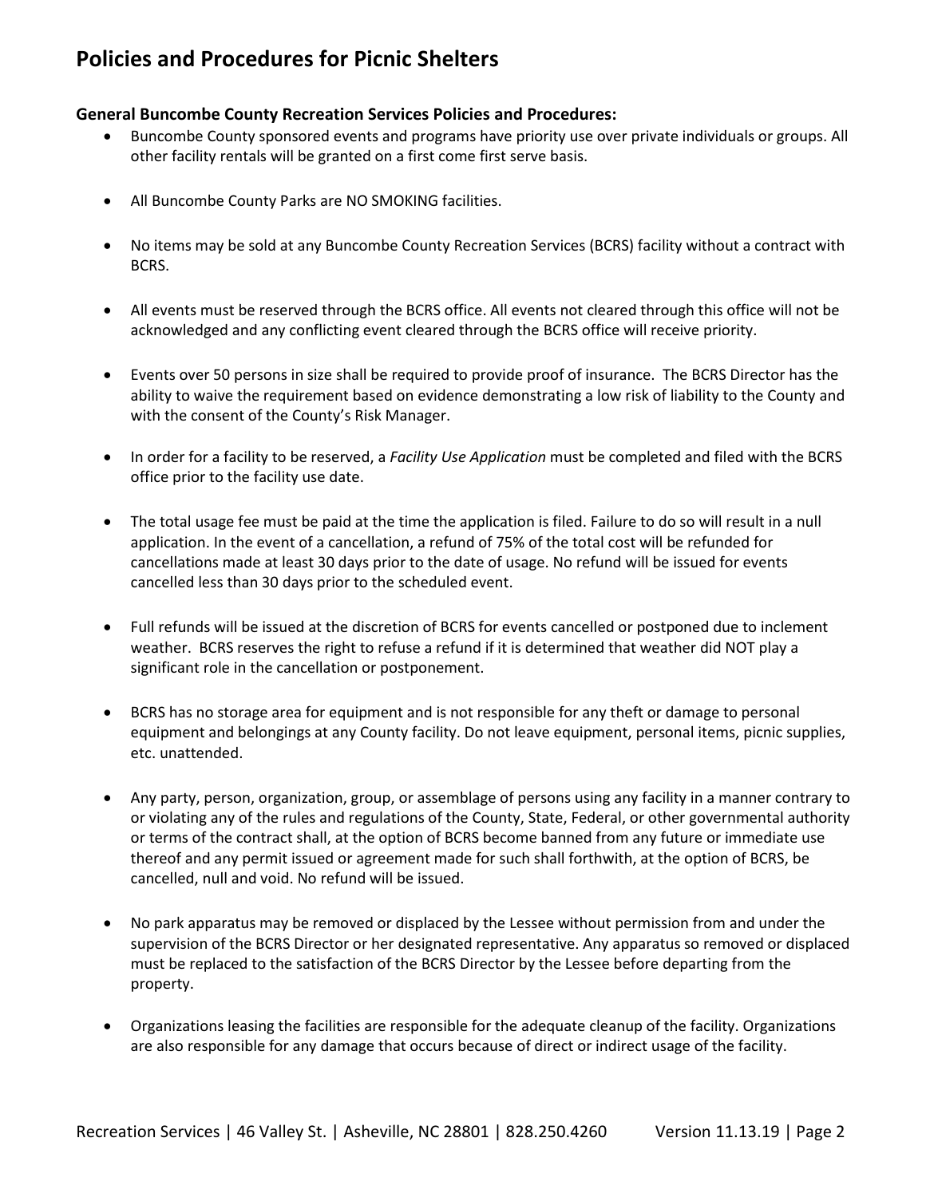# Policies and Procedures for Picnic Shelters

**General Buncombe County Recreation Services Policies and Procedures:**

- Buncombe County sponsored events and programs have priority use over private individuals or groups. All other facility rentals will be granted on a first come first serve basis.
- All Buncombe County Parks are NO SMOKING facilities.
- No items may be sold at any Buncombe County Recreation Services (BCRS) facility without a contract with BCRS.
- All events must be reserved through the BCRS office. All events not cleared through this office will not be acknowledged and any conflicting event cleared through the BCRS office will receive priority.
- Events over 50 persons in size shall be required to provide proof of insurance. The BCRS Director has the ability to waive the requirement based on evidence demonstrating a low risk of liability to the County and with the consent of the County's Risk Manager.
- In order for a facility to be reserved, a *Facility Use Application* must be completed and filed with the BCRS office prior to the facility use date.
- The total usage fee must be paid at the time the application is filed. Failure to do so will result in a null application. In the event of a cancellation, a refund of 75% of the total cost will be refunded for cancellations made at least 30 days prior to the date of usage. No refund will be issued for events cancelled less than 30 days prior to the scheduled event.
- Full refunds will be issued at the discretion of BCRS for events cancelled or postponed due to inclement weather. BCRS reserves the right to refuse a refund if it is determined that weather did NOT play a significant role in the cancellation or postponement.
- BCRS has no storage area for equipment and is not responsible for any theft or damage to personal equipment and belongings at any County facility. Do not leave equipment, personal items, picnic supplies, etc. unattended.
- Any party, person, organization, group, or assemblage of persons using any facility in a manner contrary to or violating any of the rules and regulations of the County, State, Federal, or other governmental authority or terms of the contract shall, at the option of BCRS become banned from any future or immediate use thereof and any permit issued or agreement made for such shall forthwith, at the option of BCRS, be cancelled, null and void. No refund will be issued.
- No park apparatus may be removed or displaced by the Lessee without permission from and under the supervision of the BCRS Director or her designated representative. Any apparatus so removed or displaced must be replaced to the satisfaction of the BCRS Director by the Lessee before departing from the property.
- Organizations leasing the facilities are responsible for the adequate cleanup of the facility. Organizations are also responsible for any damage that occurs because of direct or indirect usage of the facility.

Recreation Services | 46 Valley St. | Asheville, NC 28801 | 828.250.4260 Version 11.13.19